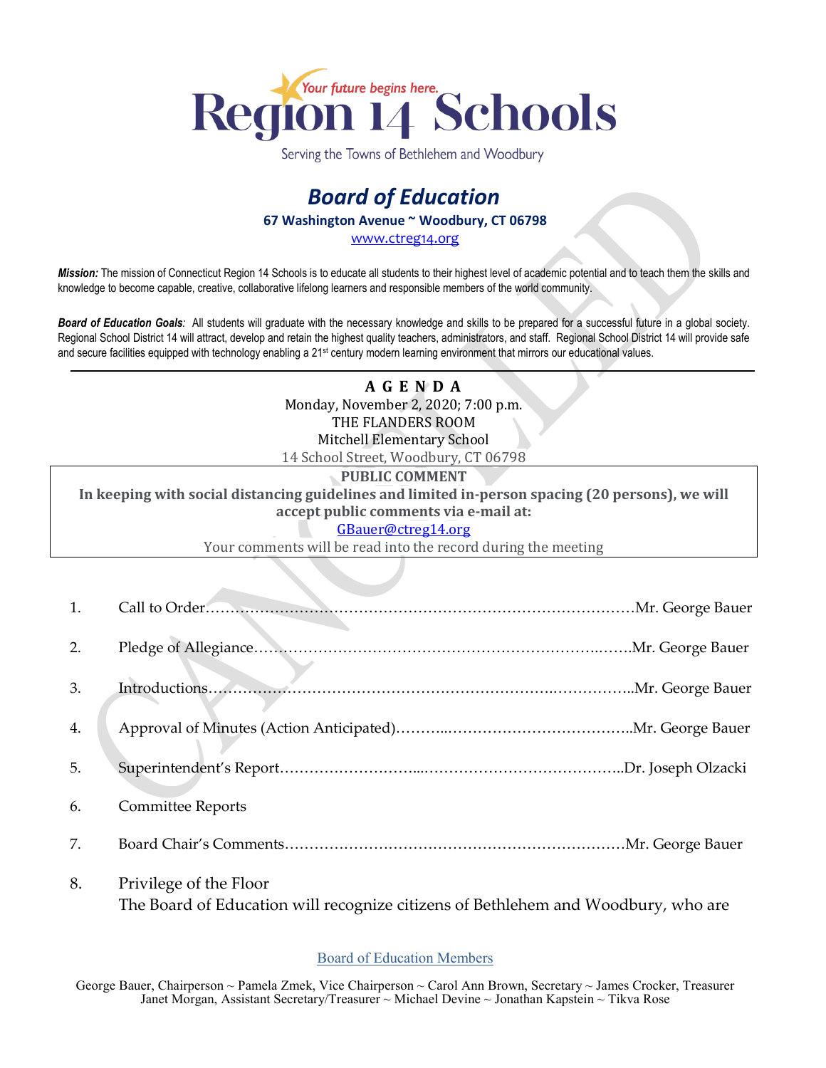# Region 14 Schools

*Your future begins here.*

Serving the Towns of Bethlehem and Woodbury

## *Board of Education*

**67 Washington Avenue ~ Woodbury, CT 06798**

www.ctreg14.org

***Mission:*** The mission of Connecticut Region 14 Schools is to educate all students to their highest level of academic potential and to teach them the skills and knowledge to become capable, creative, collaborative lifelong learners and responsible members of the world community.

***Board of Education Goals:*** All students will graduate with the necessary knowledge and skills to be prepared for a successful future in a global society. Regional School District 14 will attract, develop and retain the highest quality teachers, administrators, and staff. Regional School District 14 will provide safe and secure facilities equipped with technology enabling a 21st century modern learning environment that mirrors our educational values.

CANCELLED

---

**A G E N D A**

Monday, November 2, 2020; 7:00 p.m.
THE FLANDERS ROOM
Mitchell Elementary School
14 School Street, Woodbury, CT 06798

**PUBLIC COMMENT**

**In keeping with social distancing guidelines and limited in-person spacing (20 persons), we will accept public comments via e-mail at:**

GBauer@ctreg14.org

Your comments will be read into the record during the meeting

1. Call to Order……………………………………………………………………………Mr. George Bauer
2. Pledge of Allegiance…………………………………………………………..……Mr. George Bauer
3. Introductions…………………………………………………………..……………..Mr. George Bauer
4. Approval of Minutes (Action Anticipated)………..………………………………..Mr. George Bauer
5. Superintendent's Report………………………...…………………………………..Dr. Joseph Olzacki
6. Committee Reports
7. Board Chair's Comments……………………………………………………………Mr. George Bauer
8. Privilege of the Floor
   The Board of Education will recognize citizens of Bethlehem and Woodbury, who are

Board of Education Members

George Bauer, Chairperson ~ Pamela Zmek, Vice Chairperson ~ Carol Ann Brown, Secretary ~ James Crocker, Treasurer
Janet Morgan, Assistant Secretary/Treasurer ~ Michael Devine ~ Jonathan Kapstein ~ Tikva Rose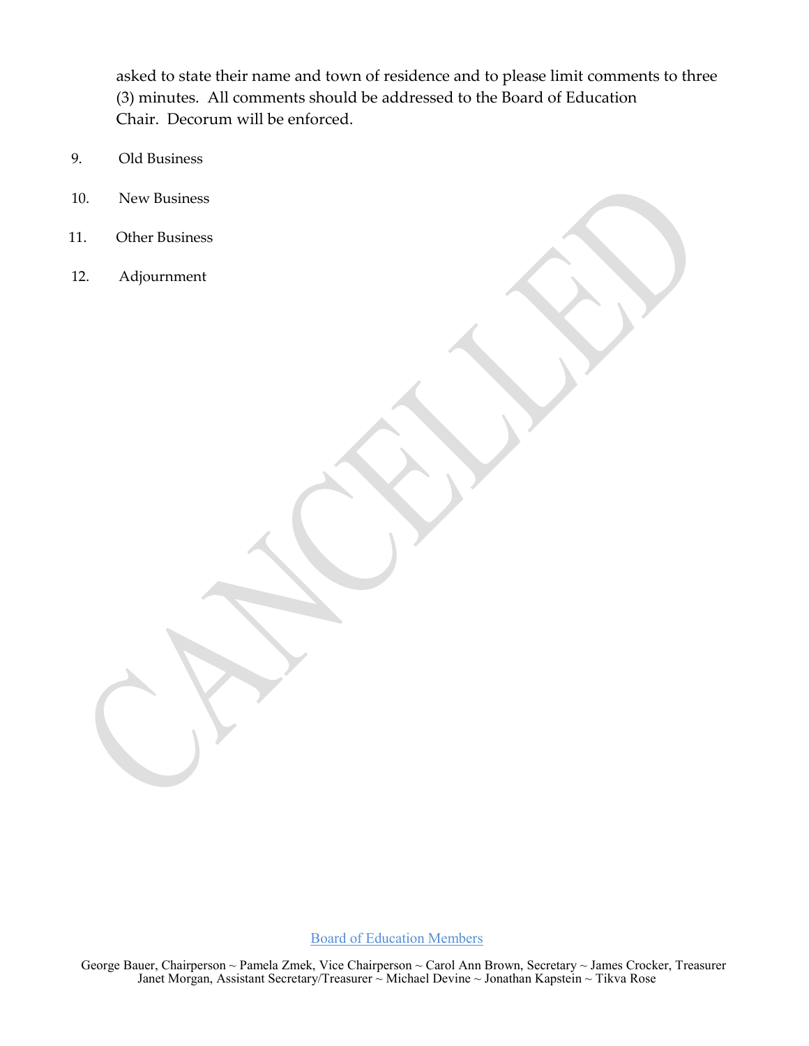asked to state their name and town of residence and to please limit comments to three (3) minutes. All comments should be addressed to the Board of Education Chair. Decorum will be enforced.

9. Old Business

10. New Business

11. Other Business

12. Adjournment

CANCELLED

Board of Education Members

George Bauer, Chairperson ~ Pamela Zmek, Vice Chairperson ~ Carol Ann Brown, Secretary ~ James Crocker, Treasurer
Janet Morgan, Assistant Secretary/Treasurer ~ Michael Devine ~ Jonathan Kapstein ~ Tikva Rose